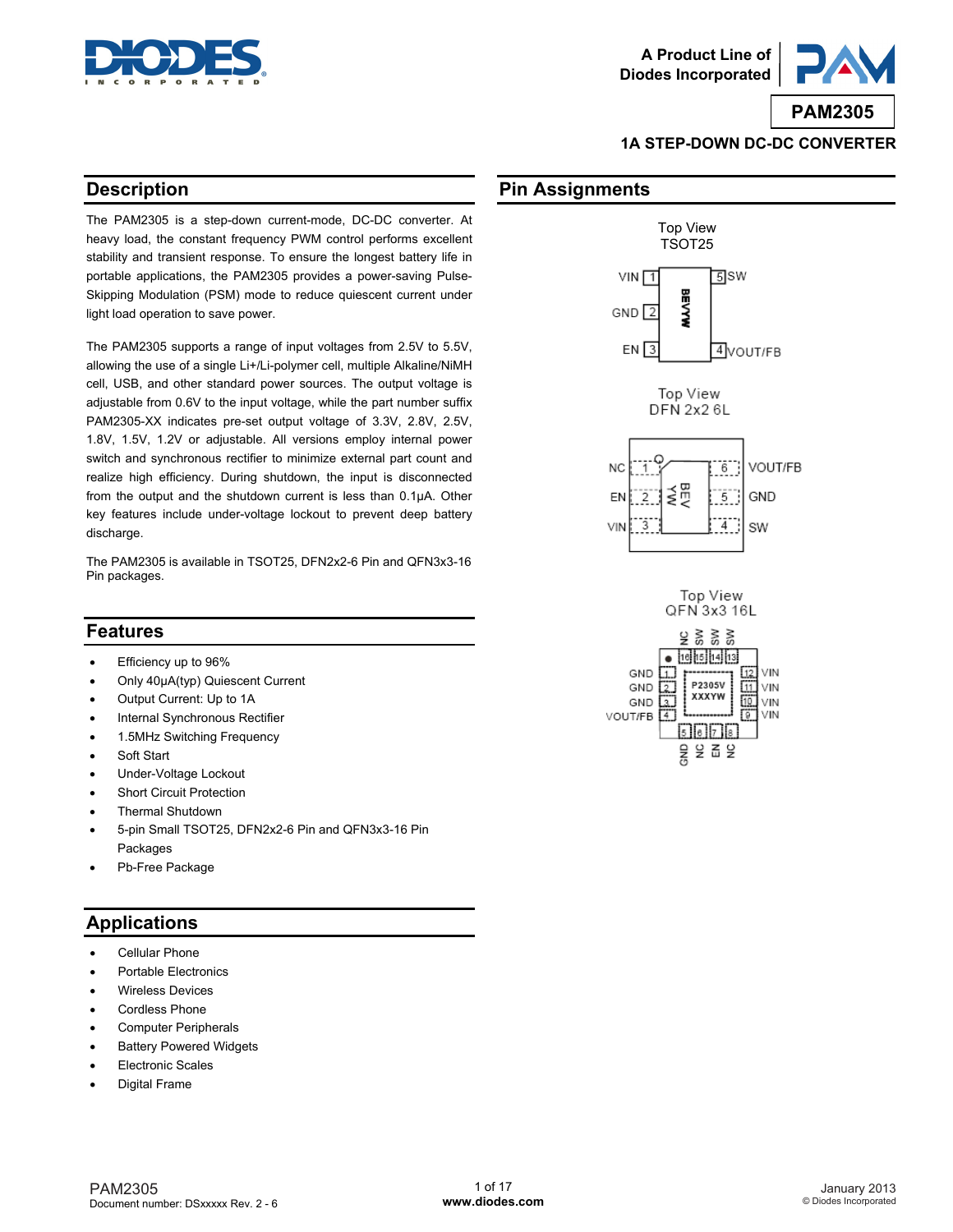A Product Line of Diodes Incorporated

# PAM2305

## 1A STEP-DOWN DC-DC CONVERTER

## Description

The PAM2305 is a step-down current-mode, DC-DC converter. At heavy load, the constant frequency PWM control performs excellent stability and transient response. To ensure the longest battery life in portable applications, the PAM2305 provides a power-saving Pulse-Skipping Modulation (PSM) mode to reduce quiescent current under light load operation to save power.

The PAM2305 supports a range of input voltages from 2.5V to 5.5V, allowing the use of a single Li+/Li-polymer cell, multiple Alkaline/NiMH cell, USB, and other standard power sources. The output voltage is adjustable from 0.6V to the input voltage, while the part number suffix PAM2305-XX indicates pre-set output voltage of 3.3V, 2.8V, 2.5V, 1.8V, 1.5V, 1.2V or adjustable. All versions employ internal power switch and synchronous rectifier to minimize external part count and realize high efficiency. During shutdown, the input is disconnected from the output and the shutdown current is less than 0.1µA. Other key features include under-voltage lockout to prevent deep battery discharge.

The PAM2305 is available in TSOT25, DFN2x2-6 Pin and QFN3x3-16 Pin packages.

## Pin Assignments

Top View
TSOT25

VIN 1
GND 2
EN 3
4 VOUT/FB
5 SW
BEVYW

Top View
DFN 2x2 6L

NC 1
EN 2
VIN 3
6 VOUT/FB
5 GND
4 SW
BEV
YW

Top View
QFN 3x3 16L

16 NC
15 SW
14 SW
13 SW
GND 1
GND 2
GND 3
VOUT/FB 4
12 VIN
11 VIN
10 VIN
9 VIN
5 GND
6 NC
7 EN
8 NC
P2305V
XXXYW

## Features

- Efficiency up to 96%
- Only 40µA(typ) Quiescent Current
- Output Current: Up to 1A
- Internal Synchronous Rectifier
- 1.5MHz Switching Frequency
- Soft Start
- Under-Voltage Lockout
- Short Circuit Protection
- Thermal Shutdown
- 5-pin Small TSOT25, DFN2x2-6 Pin and QFN3x3-16 Pin Packages
- Pb-Free Package

## Applications

- Cellular Phone
- Portable Electronics
- Wireless Devices
- Cordless Phone
- Computer Peripherals
- Battery Powered Widgets
- Electronic Scales
- Digital Frame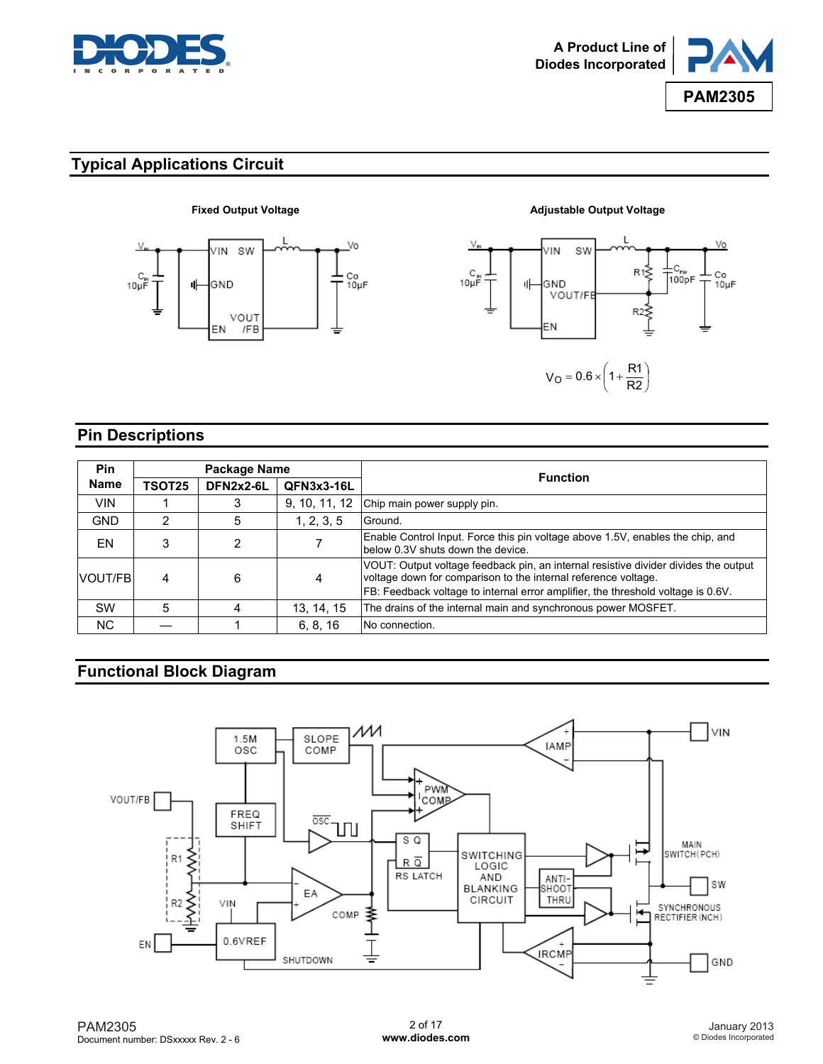## Typical Applications Circuit

**Fixed Output Voltage**

**Adjustable Output Voltage**

$$V_O = 0.6 \times \left(1 + \frac{R1}{R2}\right)$$

## Pin Descriptions

| Pin Name | Package Name | | | Function |
|---|---|---|---|---|
| | TSOT25 | DFN2x2-6L | QFN3x3-16L | |
| VIN | 1 | 3 | 9, 10, 11, 12 | Chip main power supply pin. |
| GND | 2 | 5 | 1, 2, 3, 5 | Ground. |
| EN | 3 | 2 | 7 | Enable Control Input. Force this pin voltage above 1.5V, enables the chip, and below 0.3V shuts down the device. |
| VOUT/FB | 4 | 6 | 4 | VOUT: Output voltage feedback pin, an internal resistive divider divides the output voltage down for comparison to the internal reference voltage.<br>FB: Feedback voltage to internal error amplifier, the threshold voltage is 0.6V. |
| SW | 5 | 4 | 13, 14, 15 | The drains of the internal main and synchronous power MOSFET. |
| NC | — | 1 | 6, 8, 16 | No connection. |

## Functional Block Diagram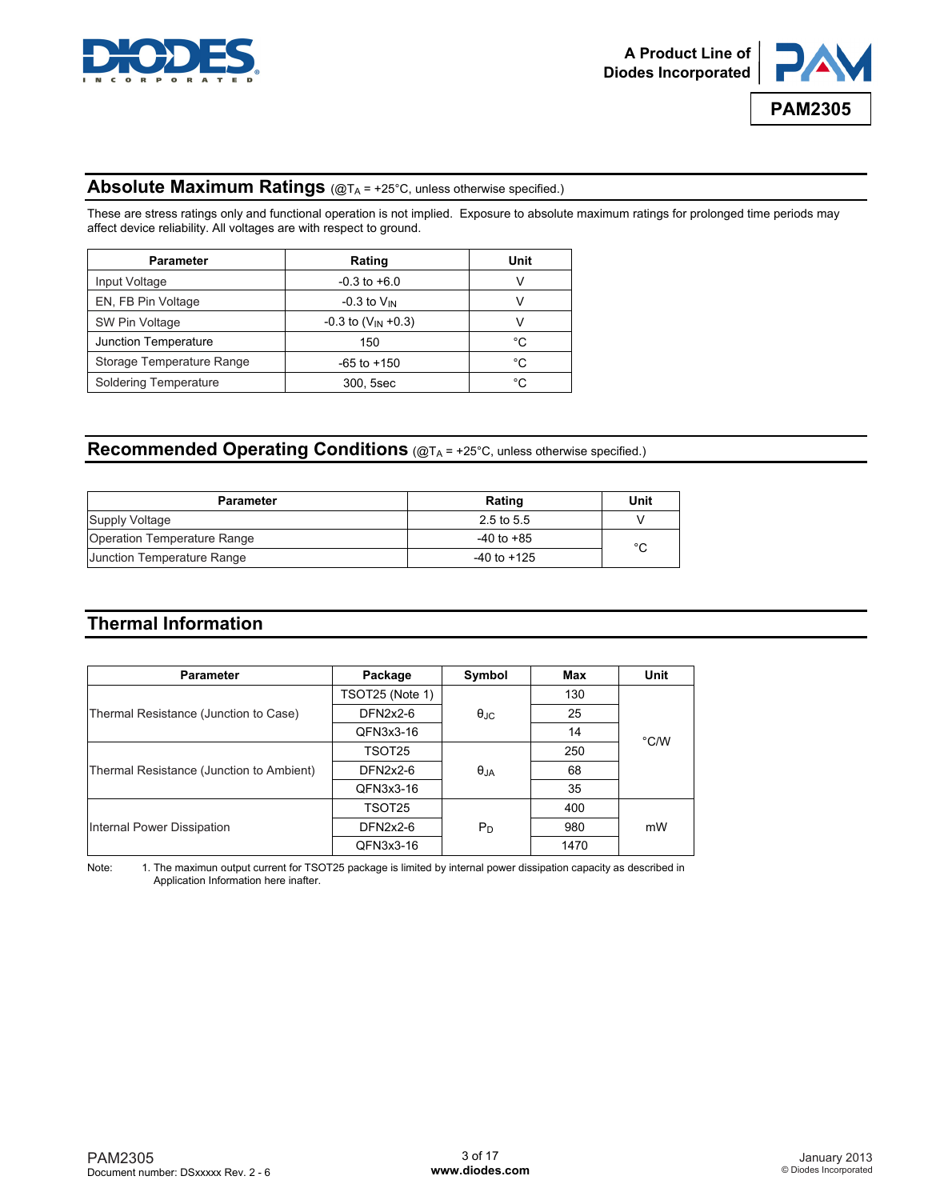## Absolute Maximum Ratings (@$T_A$ = +25°C, unless otherwise specified.)

These are stress ratings only and functional operation is not implied. Exposure to absolute maximum ratings for prolonged time periods may affect device reliability. All voltages are with respect to ground.

| Parameter | Rating | Unit |
|---|---|---|
| Input Voltage | -0.3 to +6.0 | V |
| EN, FB Pin Voltage | -0.3 to $V_{IN}$ | V |
| SW Pin Voltage | -0.3 to ($V_{IN}$ +0.3) | V |
| Junction Temperature | 150 | °C |
| Storage Temperature Range | -65 to +150 | °C |
| Soldering Temperature | 300, 5sec | °C |

## Recommended Operating Conditions (@$T_A$ = +25°C, unless otherwise specified.)

| Parameter | Rating | Unit |
|---|---|---|
| Supply Voltage | 2.5 to 5.5 | V |
| Operation Temperature Range | -40 to +85 | °C |
| Junction Temperature Range | -40 to +125 | |

## Thermal Information

| Parameter | Package | Symbol | Max | Unit |
|---|---|---|---|---|
| Thermal Resistance (Junction to Case) | TSOT25 (Note 1) | $\theta_{JC}$ | 130 | °C/W |
| | DFN2x2-6 | | 25 | |
| | QFN3x3-16 | | 14 | |
| Thermal Resistance (Junction to Ambient) | TSOT25 | $\theta_{JA}$ | 250 | |
| | DFN2x2-6 | | 68 | |
| | QFN3x3-16 | | 35 | |
| Internal Power Dissipation | TSOT25 | $P_D$ | 400 | mW |
| | DFN2x2-6 | | 980 | |
| | QFN3x3-16 | | 1470 | |

Note: 1. The maximun output current for TSOT25 package is limited by internal power dissipation capacity as described in Application Information here inafter.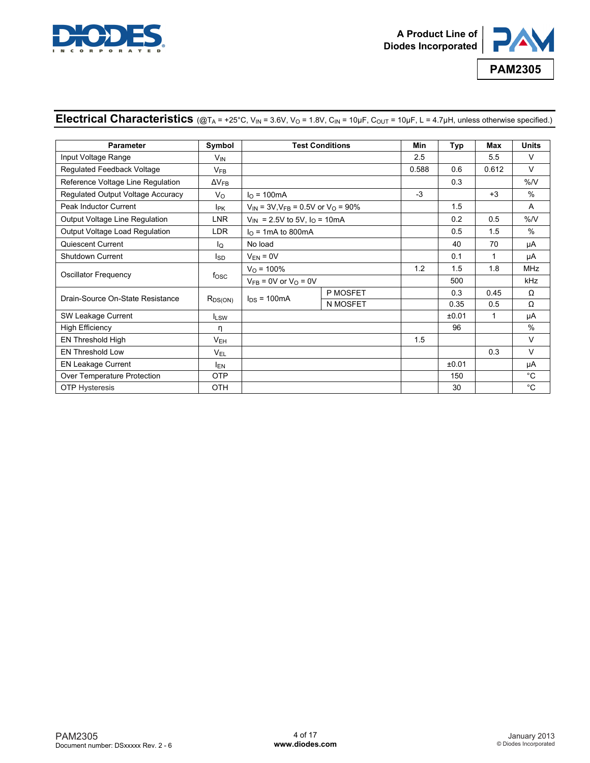## Electrical Characteristics (@$T_A$ = +25°C, $V_{IN}$ = 3.6V, $V_O$ = 1.8V, $C_{IN}$ = 10µF, $C_{OUT}$ = 10µF, L = 4.7µH, unless otherwise specified.)

| Parameter | Symbol | Test Conditions | | Min | Typ | Max | Units |
|---|---|---|---|---|---|---|---|
| Input Voltage Range | $V_{IN}$ | | | 2.5 | | 5.5 | V |
| Regulated Feedback Voltage | $V_{FB}$ | | | 0.588 | 0.6 | 0.612 | V |
| Reference Voltage Line Regulation | $\Delta V_{FB}$ | | | | 0.3 | | %/V |
| Regulated Output Voltage Accuracy | $V_O$ | $I_O$ = 100mA | | -3 | | +3 | % |
| Peak Inductor Current | $I_{PK}$ | $V_{IN}$ = 3V, $V_{FB}$ = 0.5V or $V_O$ = 90% | | | 1.5 | | A |
| Output Voltage Line Regulation | LNR | $V_{IN}$ = 2.5V to 5V, $I_O$ = 10mA | | | 0.2 | 0.5 | %/V |
| Output Voltage Load Regulation | LDR | $I_O$ = 1mA to 800mA | | | 0.5 | 1.5 | % |
| Quiescent Current | $I_Q$ | No load | | | 40 | 70 | µA |
| Shutdown Current | $I_{SD}$ | $V_{EN}$ = 0V | | | 0.1 | 1 | µA |
| Oscillator Frequency | $f_{OSC}$ | $V_O$ = 100% | | 1.2 | 1.5 | 1.8 | MHz |
| | | $V_{FB}$ = 0V or $V_O$ = 0V | | | 500 | | kHz |
| Drain-Source On-State Resistance | $R_{DS(ON)}$ | $I_{DS}$ = 100mA | P MOSFET | | 0.3 | 0.45 | Ω |
| | | | N MOSFET | | 0.35 | 0.5 | Ω |
| SW Leakage Current | $I_{LSW}$ | | | | ±0.01 | 1 | µA |
| High Efficiency | η | | | | 96 | | % |
| EN Threshold High | $V_{EH}$ | | | 1.5 | | | V |
| EN Threshold Low | $V_{EL}$ | | | | | 0.3 | V |
| EN Leakage Current | $I_{EN}$ | | | | ±0.01 | | µA |
| Over Temperature Protection | OTP | | | | 150 | | °C |
| OTP Hysteresis | OTH | | | | 30 | | °C |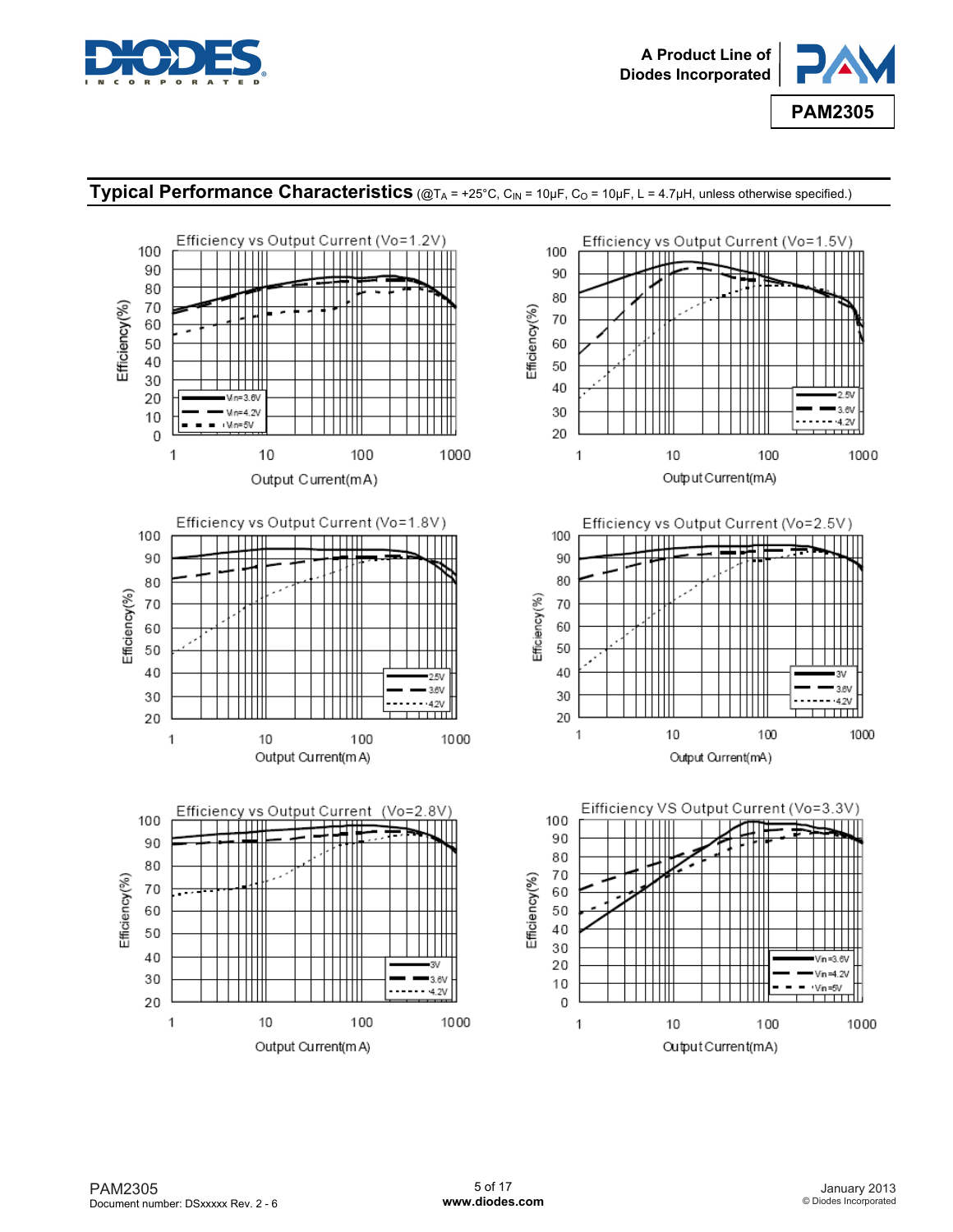## Typical Performance Characteristics (@$T_A$ = +25°C, $C_{IN}$ = 10µF, $C_O$ = 10µF, L = 4.7µH, unless otherwise specified.)

Efficiency vs Output Current (Vo=1.2V)

Efficiency(%)

100
90
80
70
60
50
40
30
20
10
0

1
10
100
1000

Output Current(mA)

Vin=3.6V
Vin=4.2V
Vin=5V

Efficiency vs Output Current (Vo=1.5V)

Efficiency(%)

100
90
80
70
60
50
40
30
20

1
10
100
1000

Output Current(mA)

2.5V
3.6V
4.2V

Efficiency vs Output Current (Vo=1.8V)

Efficiency(%)

100
90
80
70
60
50
40
30
20

1
10
100
1000

Output Current(mA)

2.5V
3.6V
4.2V

Efficiency vs Output Current (Vo=2.5V)

Efficiency(%)

100
90
80
70
60
50
40
30
20

1
10
100
1000

Output Current(mA)

3V
3.6V
4.2V

Efficiency vs Output Current (Vo=2.8V)

Efficiency(%)

100
90
80
70
60
50
40
30
20

1
10
100
1000

Output Current(mA)

3V
3.6V
4.2V

Eifficiency VS Output Current (Vo=3.3V)

Efficiency(%)

100
90
80
70
60
50
40
30
20
10
0

1
10
100
1000

Output Current(mA)

Vin=3.6V
Vin=4.2V
Vin=5V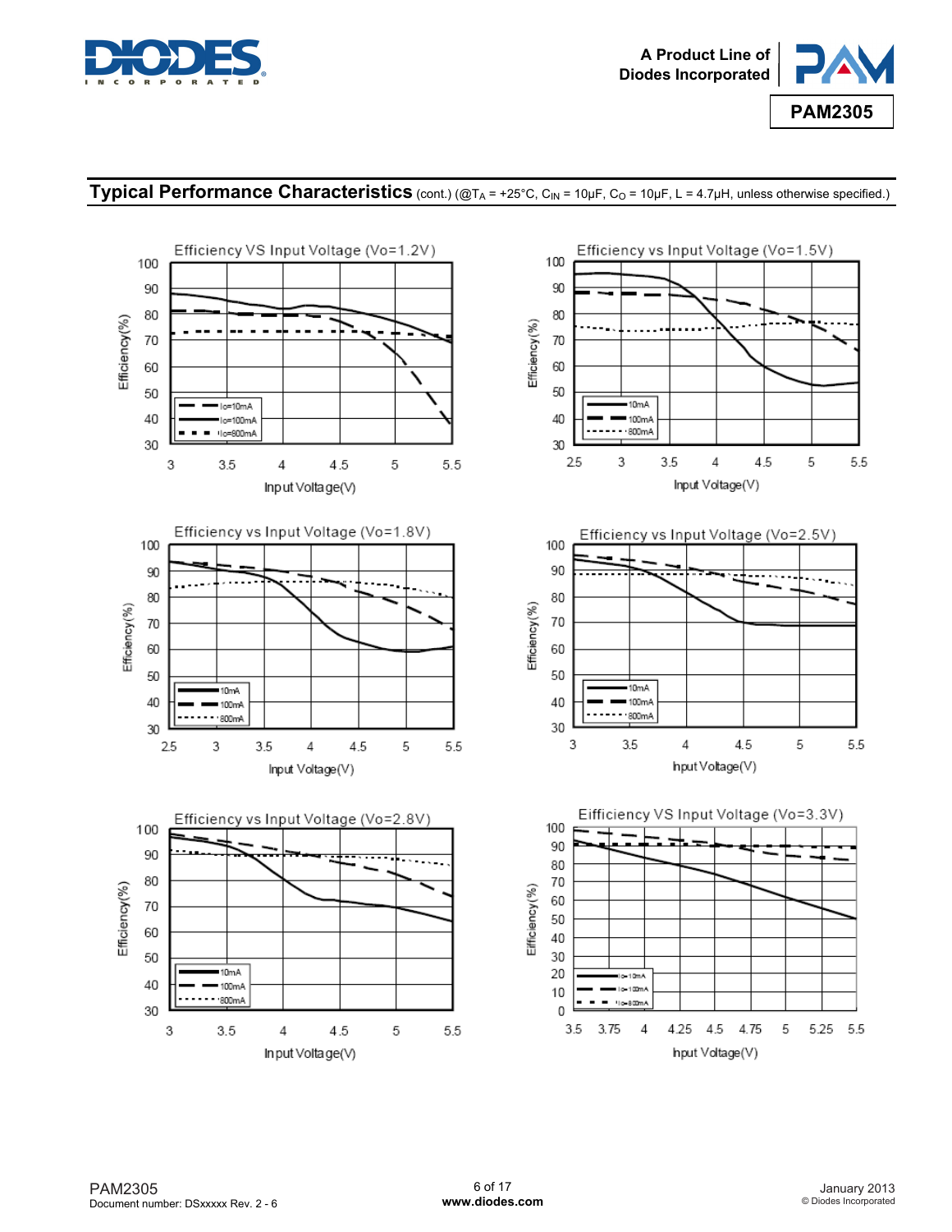## Typical Performance Characteristics (cont.) (@$T_A$ = +25°C, $C_{IN}$ = 10µF, $C_O$ = 10µF, L = 4.7µH, unless otherwise specified.)

Efficiency VS Input Voltage (Vo=1.2V)

Efficiency(%)

100
90
80
70
60
50
40
30

3 3.5 4 4.5 5 5.5

Input Voltage(V)

Io=10mA
Io=100mA
Io=800mA

Efficiency vs Input Voltage (Vo=1.5V)

Efficiency(%)

100
90
80
70
60
50
40
30

2.5 3 3.5 4 4.5 5 5.5

Input Voltage(V)

10mA
100mA
800mA

Efficiency vs Input Voltage (Vo=1.8V)

Efficiency(%)

100
90
80
70
60
50
40
30

2.5 3 3.5 4 4.5 5 5.5

Input Voltage(V)

10mA
100mA
800mA

Efficiency vs Input Voltage (Vo=2.5V)

Efficiency(%)

100
90
80
70
60
50
40
30

3 3.5 4 4.5 5 5.5

Input Voltage(V)

10mA
100mA
800mA

Efficiency vs Input Voltage (Vo=2.8V)

Efficiency(%)

100
90
80
70
60
50
40
30

3 3.5 4 4.5 5 5.5

Input Voltage(V)

10mA
100mA
800mA

Eifficiency VS Input Voltage (Vo=3.3V)

Efficiency(%)

100
90
80
70
60
50
40
30
20
10
0

3.5 3.75 4 4.25 4.5 4.75 5 5.25 5.5

Input Voltage(V)

Io=10mA
Io=100mA
Io=800mA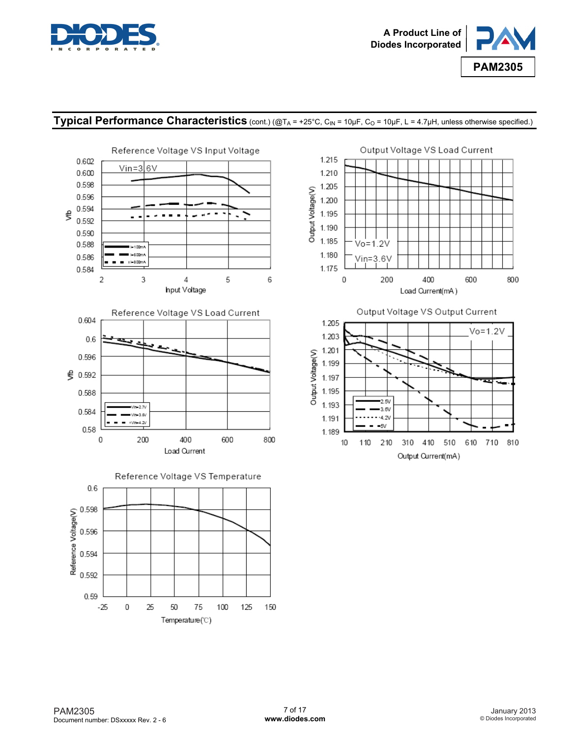## Typical Performance Characteristics (cont.) (@$T_A$ = +25°C, $C_{IN}$ = 10μF, $C_O$ = 10μF, L = 4.7μH, unless otherwise specified.)

Reference Voltage VS Input Voltage

Vin=3.6V

Vfb

0.602
0.600
0.598
0.596
0.594
0.592
0.590
0.588
0.586
0.584

I=100mA
I=600mA
I=800mA

2 3 4 5 6

Input Voltage

Output Voltage VS Load Current

Output Voltage(V)

1.215
1.210
1.205
1.200
1.195
1.190
1.185
1.180
1.175

Vo=1.2V
Vin=3.6V

0 200 400 600 800

Load Current(mA)

Reference Voltage VS Load Current

Vfb

0.604
0.6
0.596
0.592
0.588
0.584
0.58

Vin=2.7V
Vin=3.6V
Vin=4.2V

0 200 400 600 800

Load Current

Output Voltage VS Output Current

Vo=1.2V

Output Voltage(V)

1.205
1.203
1.201
1.199
1.197
1.195
1.193
1.191
1.189

2.5V
3.6V
4.2V
5V

10 110 210 310 410 510 610 710 810

Output Current(mA)

Reference Voltage VS Temperature

Reference Voltage(V)

0.6
0.598
0.596
0.594
0.592
0.59

-25 0 25 50 75 100 125 150

Temperature(℃)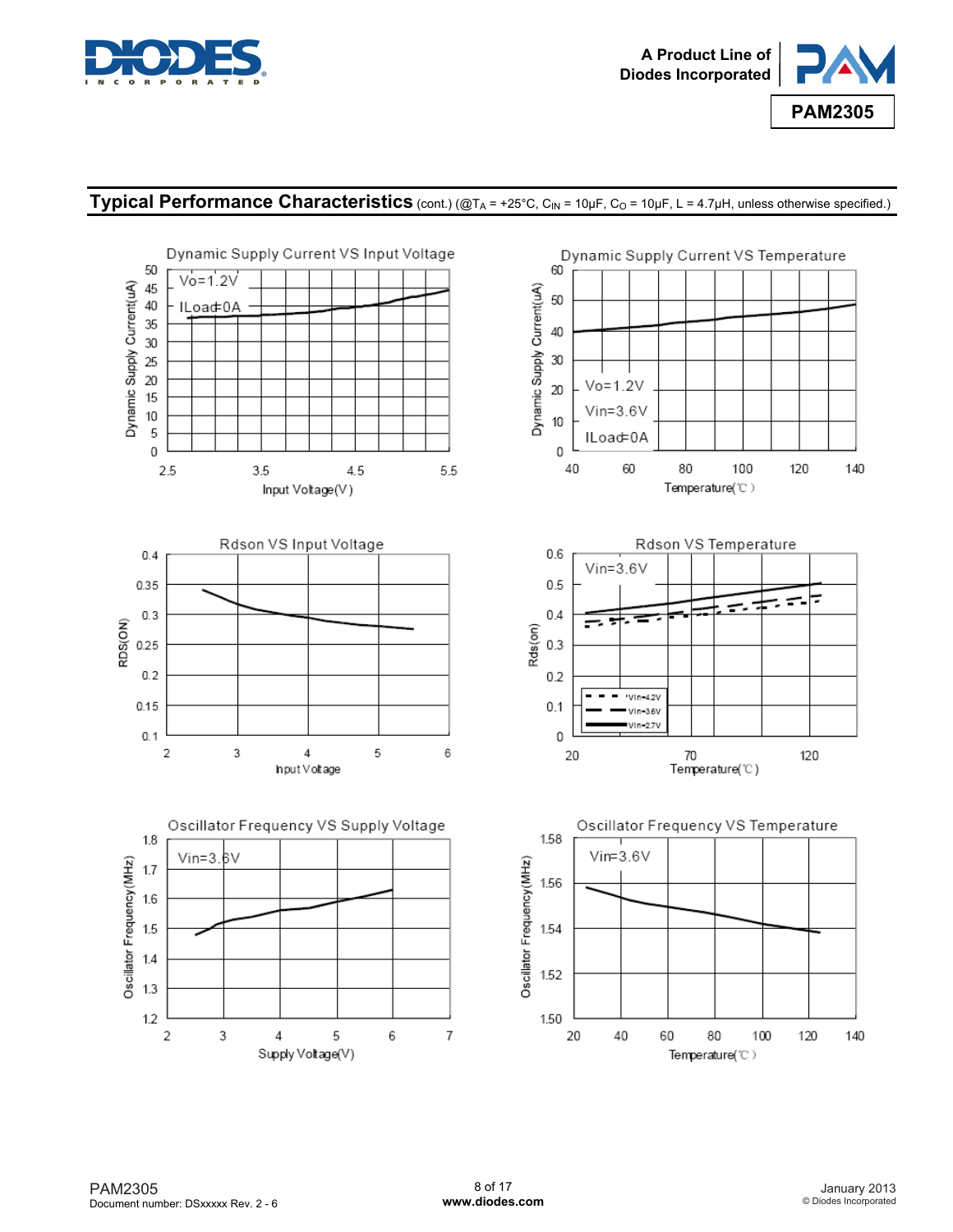## Typical Performance Characteristics (cont.) (@$T_A$ = +25°C, $C_{IN}$ = 10μF, $C_O$ = 10μF, L = 4.7μH, unless otherwise specified.)

Dynamic Supply Current VS Input Voltage

Vo=1.2V
ILoad=0A

Dynamic Supply Current(uA)
50 45 40 35 30 25 20 15 10 5 0
2.5 3.5 4.5 5.5
Input Voltage(V)

Dynamic Supply Current VS Temperature

Vo=1.2V
Vin=3.6V
ILoad=0A

Dynamic Supply Current(uA)
60 50 40 30 20 10 0
40 60 80 100 120 140
Temperature(℃)

Rdson VS Input Voltage

RDS(ON)
0.4 0.35 0.3 0.25 0.2 0.15 0.1
2 3 4 5 6
Input Voltage

Rdson VS Temperature

Vin=3.6V

Vin=4.2V
Vin=3.6V
Vin=2.7V

Rds(on)
0.6 0.5 0.4 0.3 0.2 0.1 0
20 70 120
Temperature(℃)

Oscillator Frequency VS Supply Voltage

Vin=3.6V

Oscillator Frequency(MHz)
1.8 1.7 1.6 1.5 1.4 1.3 1.2
2 3 4 5 6 7
Supply Voltage(V)

Oscillator Frequency VS Temperature

Vin=3.6V

Oscillator Frequency(MHz)
1.58 1.56 1.54 1.52 1.50
20 40 60 80 100 120 140
Temperature(℃)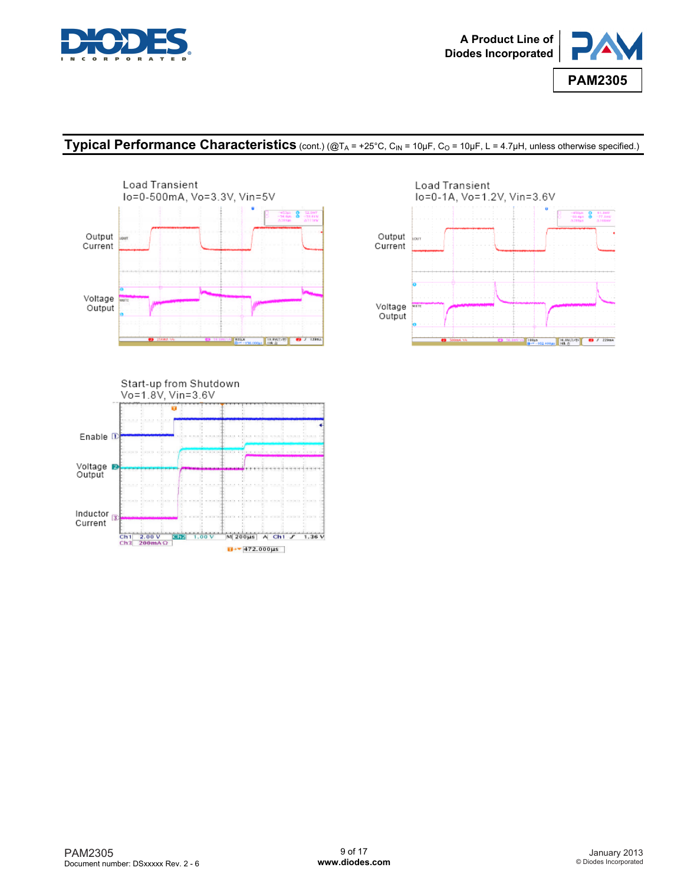## Typical Performance Characteristics (cont.) (@$T_A$ = +25°C, $C_{IN}$ = 10µF, $C_O$ = 10µF, L = 4.7µH, unless otherwise specified.)

Load Transient
Io=0-500mA, Vo=3.3V, Vin=5V

Output Current

Voltage Output

Load Transient
Io=0-1A, Vo=1.2V, Vin=3.6V

Output Current

Voltage Output

Start-up from Shutdown
Vo=1.8V, Vin=3.6V

Enable

Voltage Output

Inductor Current

Ch1 2.00 V Ch2 1.00 V M 200µs A Ch1 1.36 V
Ch3 200mA Ω
472.000µs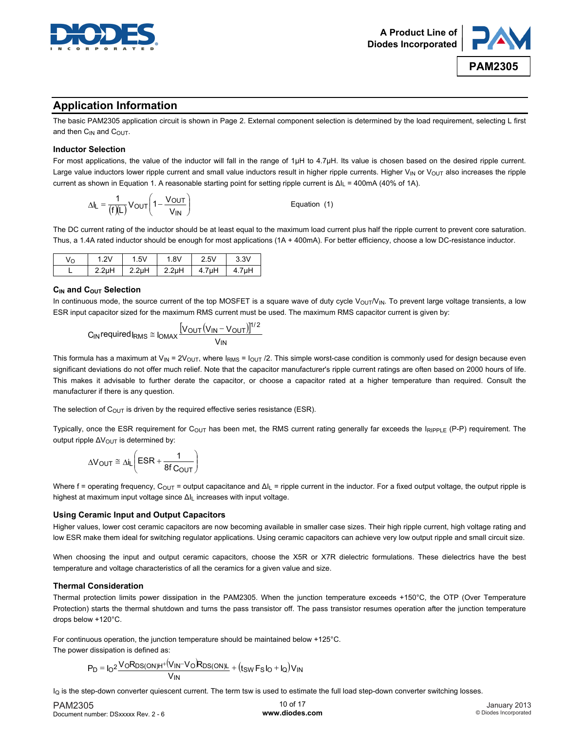## Application Information

The basic PAM2305 application circuit is shown in Page 2. External component selection is determined by the load requirement, selecting L first and then $C_{IN}$ and $C_{OUT}$.

### Inductor Selection

For most applications, the value of the inductor will fall in the range of 1µH to 4.7µH. Its value is chosen based on the desired ripple current. Large value inductors lower ripple current and small value inductors result in higher ripple currents. Higher $V_{IN}$ or $V_{OUT}$ also increases the ripple current as shown in Equation 1. A reasonable starting point for setting ripple current is $\Delta I_L$ = 400mA (40% of 1A).

$$\Delta I_L = \frac{1}{(f)(L)} V_{OUT}\left(1 - \frac{V_{OUT}}{V_{IN}}\right) \qquad \text{Equation (1)}$$

The DC current rating of the inductor should be at least equal to the maximum load current plus half the ripple current to prevent core saturation. Thus, a 1.4A rated inductor should be enough for most applications (1A + 400mA). For better efficiency, choose a low DC-resistance inductor.

| $V_O$ | 1.2V | 1.5V | 1.8V | 2.5V | 3.3V |
|---|---|---|---|---|---|
| L | 2.2µH | 2.2µH | 2.2µH | 4.7µH | 4.7µH |

### $C_{IN}$ and $C_{OUT}$ Selection

In continuous mode, the source current of the top MOSFET is a square wave of duty cycle $V_{OUT}/V_{IN}$. To prevent large voltage transients, a low ESR input capacitor sized for the maximum RMS current must be used. The maximum RMS capacitor current is given by:

$$C_{IN} \text{required } I_{RMS} \cong I_{OMAX} \frac{\left[V_{OUT}\left(V_{IN} - V_{OUT}\right)\right]^{1/2}}{V_{IN}}$$

This formula has a maximum at $V_{IN} = 2V_{OUT}$, where $I_{RMS} = I_{OUT}/2$. This simple worst-case condition is commonly used for design because even significant deviations do not offer much relief. Note that the capacitor manufacturer's ripple current ratings are often based on 2000 hours of life. This makes it advisable to further derate the capacitor, or choose a capacitor rated at a higher temperature than required. Consult the manufacturer if there is any question.

The selection of $C_{OUT}$ is driven by the required effective series resistance (ESR).

Typically, once the ESR requirement for $C_{OUT}$ has been met, the RMS current rating generally far exceeds the $I_{RIPPLE}$ (P-P) requirement. The output ripple $\Delta V_{OUT}$ is determined by:

$$\Delta V_{OUT} \cong \Delta i_L \left(ESR + \frac{1}{8f\,C_{OUT}}\right)$$

Where f = operating frequency, $C_{OUT}$ = output capacitance and $\Delta I_L$ = ripple current in the inductor. For a fixed output voltage, the output ripple is highest at maximum input voltage since $\Delta I_L$ increases with input voltage.

### Using Ceramic Input and Output Capacitors

Higher values, lower cost ceramic capacitors are now becoming available in smaller case sizes. Their high ripple current, high voltage rating and low ESR make them ideal for switching regulator applications. Using ceramic capacitors can achieve very low output ripple and small circuit size.

When choosing the input and output ceramic capacitors, choose the X5R or X7R dielectric formulations. These dielectrics have the best temperature and voltage characteristics of all the ceramics for a given value and size.

### Thermal Consideration

Thermal protection limits power dissipation in the PAM2305. When the junction temperature exceeds +150°C, the OTP (Over Temperature Protection) starts the thermal shutdown and turns the pass transistor off. The pass transistor resumes operation after the junction temperature drops below +120°C.

For continuous operation, the junction temperature should be maintained below +125°C.
The power dissipation is defined as:

$$P_D = I_O^2 \frac{V_O R_{DS(ON)H} + \left(V_{IN} - V_O\right) R_{DS(ON)L}}{V_{IN}} + \left(t_{SW} F_S I_O + I_Q\right) V_{IN}$$

$I_Q$ is the step-down converter quiescent current. The term tsw is used to estimate the full load step-down converter switching losses.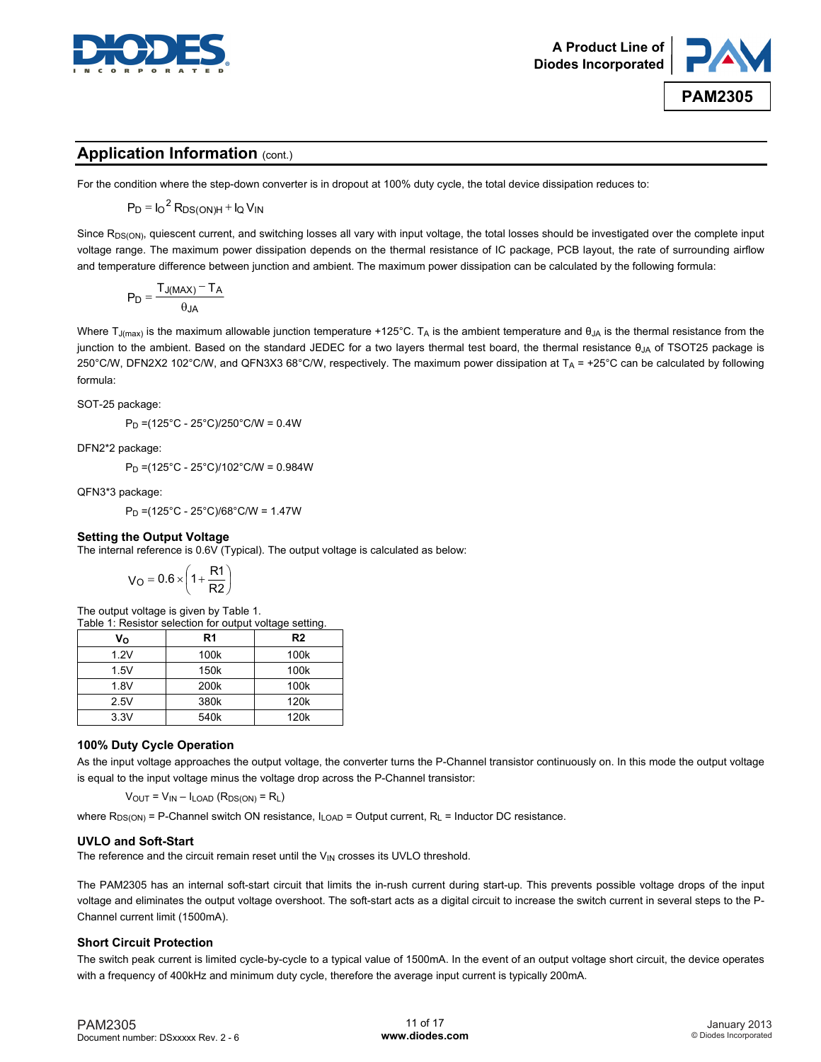## Application Information (cont.)

For the condition where the step-down converter is in dropout at 100% duty cycle, the total device dissipation reduces to:

$$P_D = I_O^2 R_{DS(ON)H} + I_Q V_{IN}$$

Since $R_{DS(ON)}$, quiescent current, and switching losses all vary with input voltage, the total losses should be investigated over the complete input voltage range. The maximum power dissipation depends on the thermal resistance of IC package, PCB layout, the rate of surrounding airflow and temperature difference between junction and ambient. The maximum power dissipation can be calculated by the following formula:

$$P_D = \frac{T_{J(MAX)} - T_A}{\theta_{JA}}$$

Where $T_{J(max)}$ is the maximum allowable junction temperature +125°C. $T_A$ is the ambient temperature and $\theta_{JA}$ is the thermal resistance from the junction to the ambient. Based on the standard JEDEC for a two layers thermal test board, the thermal resistance $\theta_{JA}$ of TSOT25 package is 250°C/W, DFN2X2 102°C/W, and QFN3X3 68°C/W, respectively. The maximum power dissipation at $T_A$ = +25°C can be calculated by following formula:

SOT-25 package:

$P_D$ =(125°C - 25°C)/250°C/W = 0.4W

DFN2*2 package:

$P_D$ =(125°C - 25°C)/102°C/W = 0.984W

QFN3*3 package:

$P_D$ =(125°C - 25°C)/68°C/W = 1.47W

### Setting the Output Voltage

The internal reference is 0.6V (Typical). The output voltage is calculated as below:

$$V_O = 0.6 \times \left(1 + \frac{R1}{R2}\right)$$

The output voltage is given by Table 1.

Table 1: Resistor selection for output voltage setting.

| $V_O$ | R1 | R2 |
|---|---|---|
| 1.2V | 100k | 100k |
| 1.5V | 150k | 100k |
| 1.8V | 200k | 100k |
| 2.5V | 380k | 120k |
| 3.3V | 540k | 120k |

### 100% Duty Cycle Operation

As the input voltage approaches the output voltage, the converter turns the P-Channel transistor continuously on. In this mode the output voltage is equal to the input voltage minus the voltage drop across the P-Channel transistor:

$V_{OUT} = V_{IN} – I_{LOAD} (R_{DS(ON)} = R_L)$

where $R_{DS(ON)}$ = P-Channel switch ON resistance, $I_{LOAD}$ = Output current, $R_L$ = Inductor DC resistance.

### UVLO and Soft-Start

The reference and the circuit remain reset until the $V_{IN}$ crosses its UVLO threshold.

The PAM2305 has an internal soft-start circuit that limits the in-rush current during start-up. This prevents possible voltage drops of the input voltage and eliminates the output voltage overshoot. The soft-start acts as a digital circuit to increase the switch current in several steps to the P-Channel current limit (1500mA).

### Short Circuit Protection

The switch peak current is limited cycle-by-cycle to a typical value of 1500mA. In the event of an output voltage short circuit, the device operates with a frequency of 400kHz and minimum duty cycle, therefore the average input current is typically 200mA.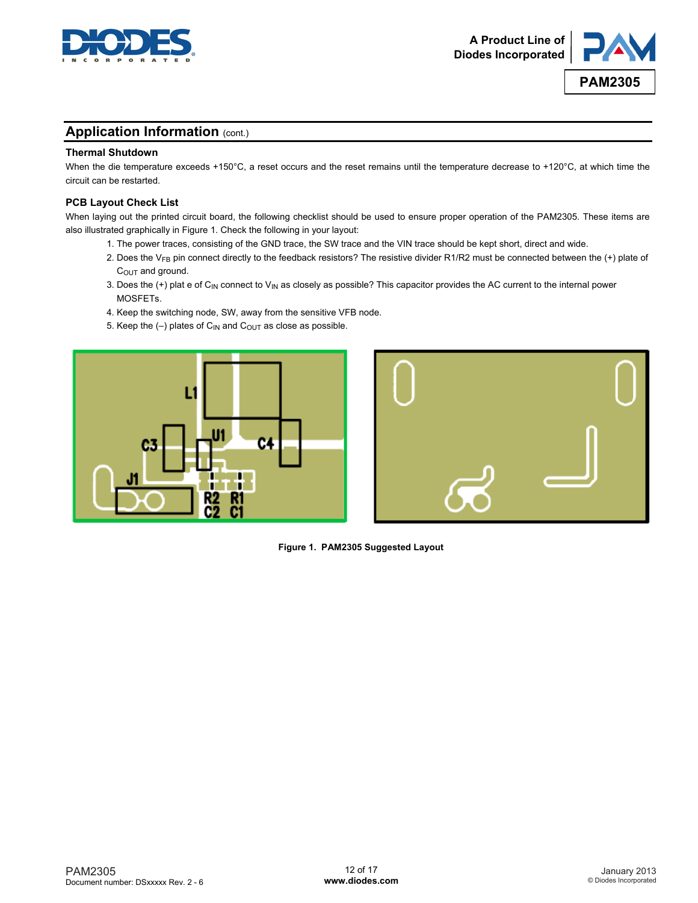## Application Information (cont.)

### Thermal Shutdown

When the die temperature exceeds +150°C, a reset occurs and the reset remains until the temperature decrease to +120°C, at which time the circuit can be restarted.

### PCB Layout Check List

When laying out the printed circuit board, the following checklist should be used to ensure proper operation of the PAM2305. These items are also illustrated graphically in Figure 1. Check the following in your layout:

1. The power traces, consisting of the GND trace, the SW trace and the VIN trace should be kept short, direct and wide.
2. Does the $V_{FB}$ pin connect directly to the feedback resistors? The resistive divider R1/R2 must be connected between the (+) plate of $C_{OUT}$ and ground.
3. Does the (+) plat e of $C_{IN}$ connect to $V_{IN}$ as closely as possible? This capacitor provides the AC current to the internal power MOSFETs.
4. Keep the switching node, SW, away from the sensitive VFB node.
5. Keep the (–) plates of $C_{IN}$ and $C_{OUT}$ as close as possible.

L1
U1
C3
C4
J1
R2
R1
C2
C1

**Figure 1. PAM2305 Suggested Layout**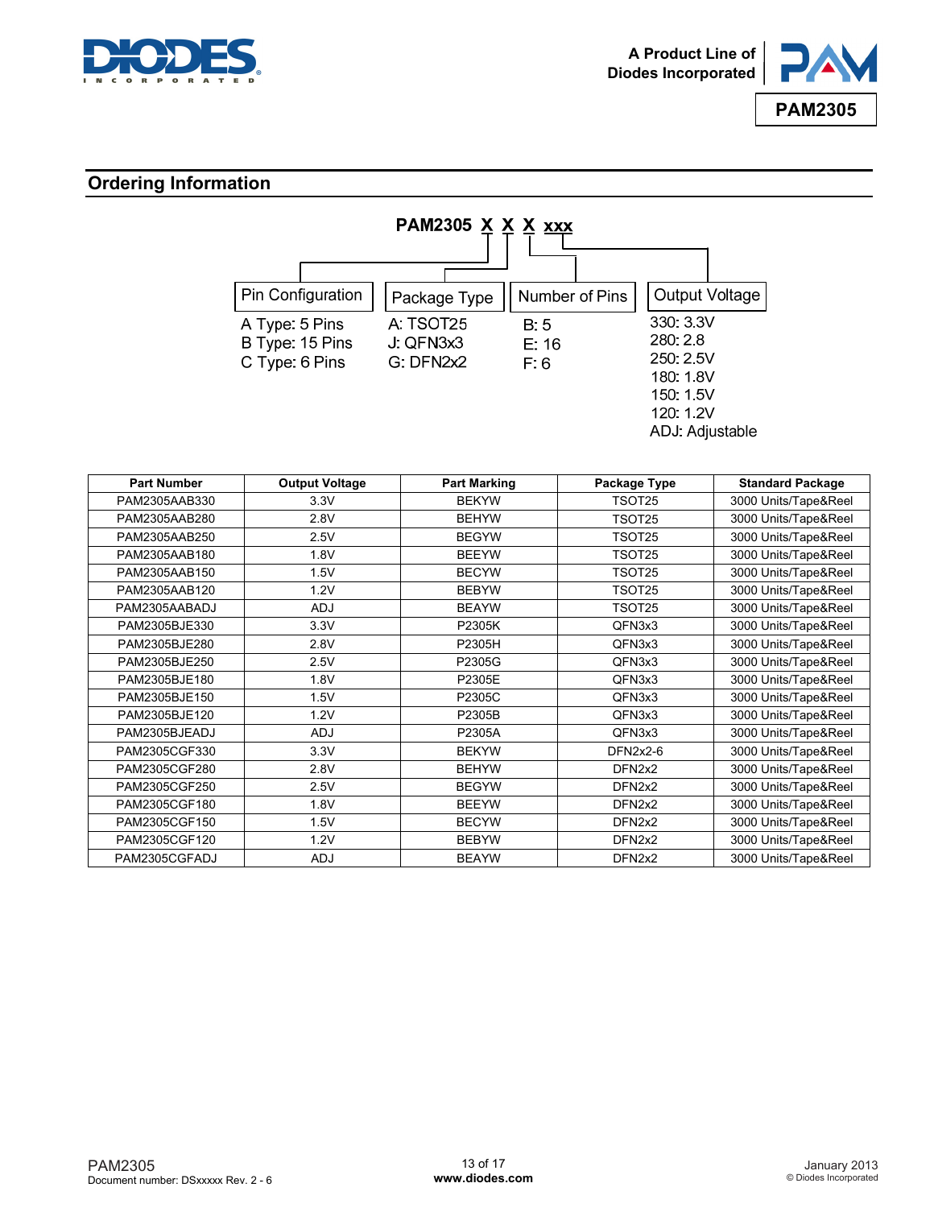## Ordering Information

**PAM2305 X X X xxx**

| Pin Configuration | Package Type | Number of Pins | Output Voltage |
|---|---|---|---|
| A Type: 5 Pins | A: TSOT25 | B: 5 | 330: 3.3V |
| B Type: 15 Pins | J: QFN3x3 | E: 16 | 280: 2.8 |
| C Type: 6 Pins | G: DFN2x2 | F: 6 | 250: 2.5V |
| | | | 180: 1.8V |
| | | | 150: 1.5V |
| | | | 120: 1.2V |
| | | | ADJ: Adjustable |

| Part Number | Output Voltage | Part Marking | Package Type | Standard Package |
|---|---|---|---|---|
| PAM2305AAB330 | 3.3V | BEKYW | TSOT25 | 3000 Units/Tape&Reel |
| PAM2305AAB280 | 2.8V | BEHYW | TSOT25 | 3000 Units/Tape&Reel |
| PAM2305AAB250 | 2.5V | BEGYW | TSOT25 | 3000 Units/Tape&Reel |
| PAM2305AAB180 | 1.8V | BEEYW | TSOT25 | 3000 Units/Tape&Reel |
| PAM2305AAB150 | 1.5V | BECYW | TSOT25 | 3000 Units/Tape&Reel |
| PAM2305AAB120 | 1.2V | BEBYW | TSOT25 | 3000 Units/Tape&Reel |
| PAM2305AABADJ | ADJ | BEAYW | TSOT25 | 3000 Units/Tape&Reel |
| PAM2305BJE330 | 3.3V | P2305K | QFN3x3 | 3000 Units/Tape&Reel |
| PAM2305BJE280 | 2.8V | P2305H | QFN3x3 | 3000 Units/Tape&Reel |
| PAM2305BJE250 | 2.5V | P2305G | QFN3x3 | 3000 Units/Tape&Reel |
| PAM2305BJE180 | 1.8V | P2305E | QFN3x3 | 3000 Units/Tape&Reel |
| PAM2305BJE150 | 1.5V | P2305C | QFN3x3 | 3000 Units/Tape&Reel |
| PAM2305BJE120 | 1.2V | P2305B | QFN3x3 | 3000 Units/Tape&Reel |
| PAM2305BJEADJ | ADJ | P2305A | QFN3x3 | 3000 Units/Tape&Reel |
| PAM2305CGF330 | 3.3V | BEKYW | DFN2x2-6 | 3000 Units/Tape&Reel |
| PAM2305CGF280 | 2.8V | BEHYW | DFN2x2 | 3000 Units/Tape&Reel |
| PAM2305CGF250 | 2.5V | BEGYW | DFN2x2 | 3000 Units/Tape&Reel |
| PAM2305CGF180 | 1.8V | BEEYW | DFN2x2 | 3000 Units/Tape&Reel |
| PAM2305CGF150 | 1.5V | BECYW | DFN2x2 | 3000 Units/Tape&Reel |
| PAM2305CGF120 | 1.2V | BEBYW | DFN2x2 | 3000 Units/Tape&Reel |
| PAM2305CGFADJ | ADJ | BEAYW | DFN2x2 | 3000 Units/Tape&Reel |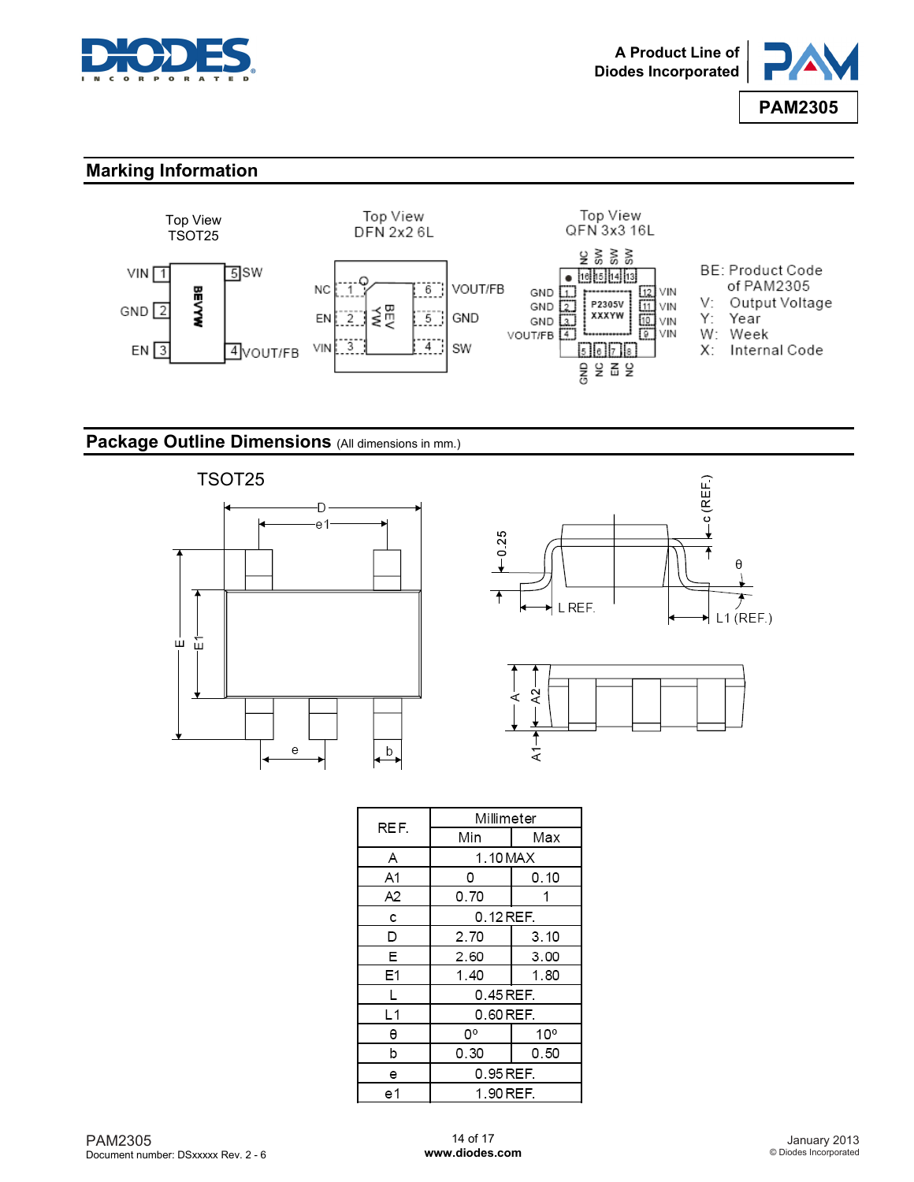## Marking Information

Top View
TSOT25

VIN 1, GND 2, EN 3, 5 SW, 4 VOUT/FB

BEVYW

Top View
DFN 2x2 6L

NC 1, EN 2, VIN 3, 6 VOUT/FB, 5 GND, 4 SW

BEV
YW

Top View
QFN 3x3 16L

NC 16, SW 15, SW 14, SW 13
GND 1, GND 2, GND 3, VOUT/FB 4
12 VIN, 11 VIN, 10 VIN, 9 VIN
GND 5, NC 6, EN 7, NC 8

P2305V
XXXYW

BE: Product Code of PAM2305
V: Output Voltage
Y: Year
W: Week
X: Internal Code

## Package Outline Dimensions (All dimensions in mm.)

TSOT25

D, e1, E, E1, e, b, 0.25, c (REF.), θ, L REF., L1 (REF.), A, A2, A1

| REF. | Millimeter | |
|---|---|---|
| | Min | Max |
| A | 1.10 MAX | |
| A1 | 0 | 0.10 |
| A2 | 0.70 | 1 |
| c | 0.12 REF. | |
| D | 2.70 | 3.10 |
| E | 2.60 | 3.00 |
| E1 | 1.40 | 1.80 |
| L | 0.45 REF. | |
| L1 | 0.60 REF. | |
| θ | 0º | 10º |
| b | 0.30 | 0.50 |
| e | 0.95 REF. | |
| e1 | 1.90 REF. | |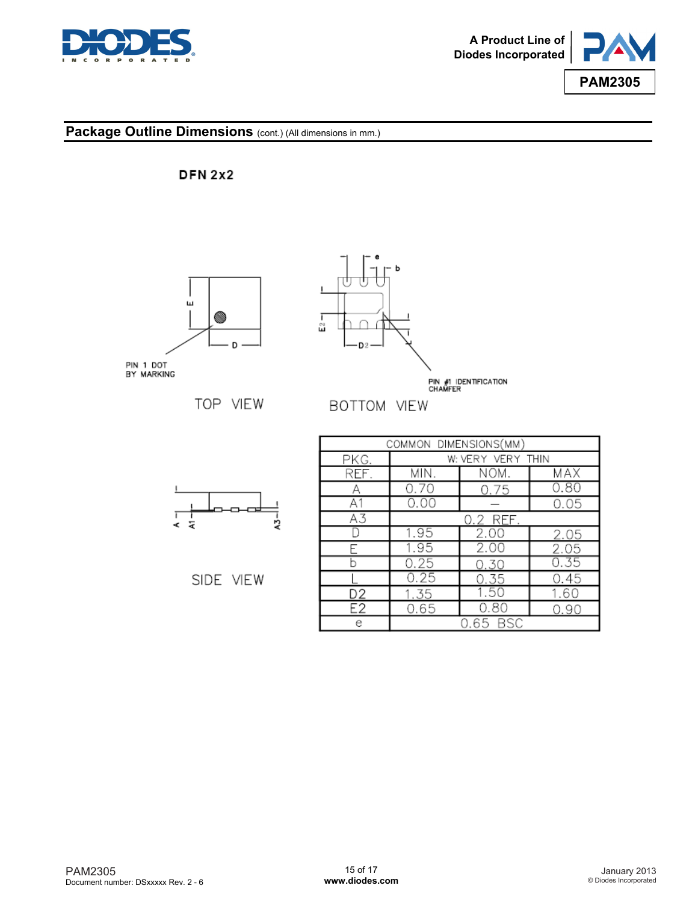## Package Outline Dimensions (cont.) (All dimensions in mm.)

**DFN 2x2**

E

D

PIN 1 DOT
BY MARKING

TOP VIEW

e

b

E2

D2

PIN #1 IDENTIFICATION
CHAMFER

BOTTOM VIEW

A

A1

A3

SIDE VIEW

| COMMON DIMENSIONS(MM) | | | |
|---|---|---|---|
| PKG. | W: VERY VERY THIN | | |
| REF. | MIN. | NOM. | MAX |
| A | 0.70 | 0.75 | 0.80 |
| A1 | 0.00 | — | 0.05 |
| A3 | 0.2 REF. | | |
| D | 1.95 | 2.00 | 2.05 |
| E | 1.95 | 2.00 | 2.05 |
| b | 0.25 | 0.30 | 0.35 |
| L | 0.25 | 0.35 | 0.45 |
| D2 | 1.35 | 1.50 | 1.60 |
| E2 | 0.65 | 0.80 | 0.90 |
| e | 0.65 BSC | | |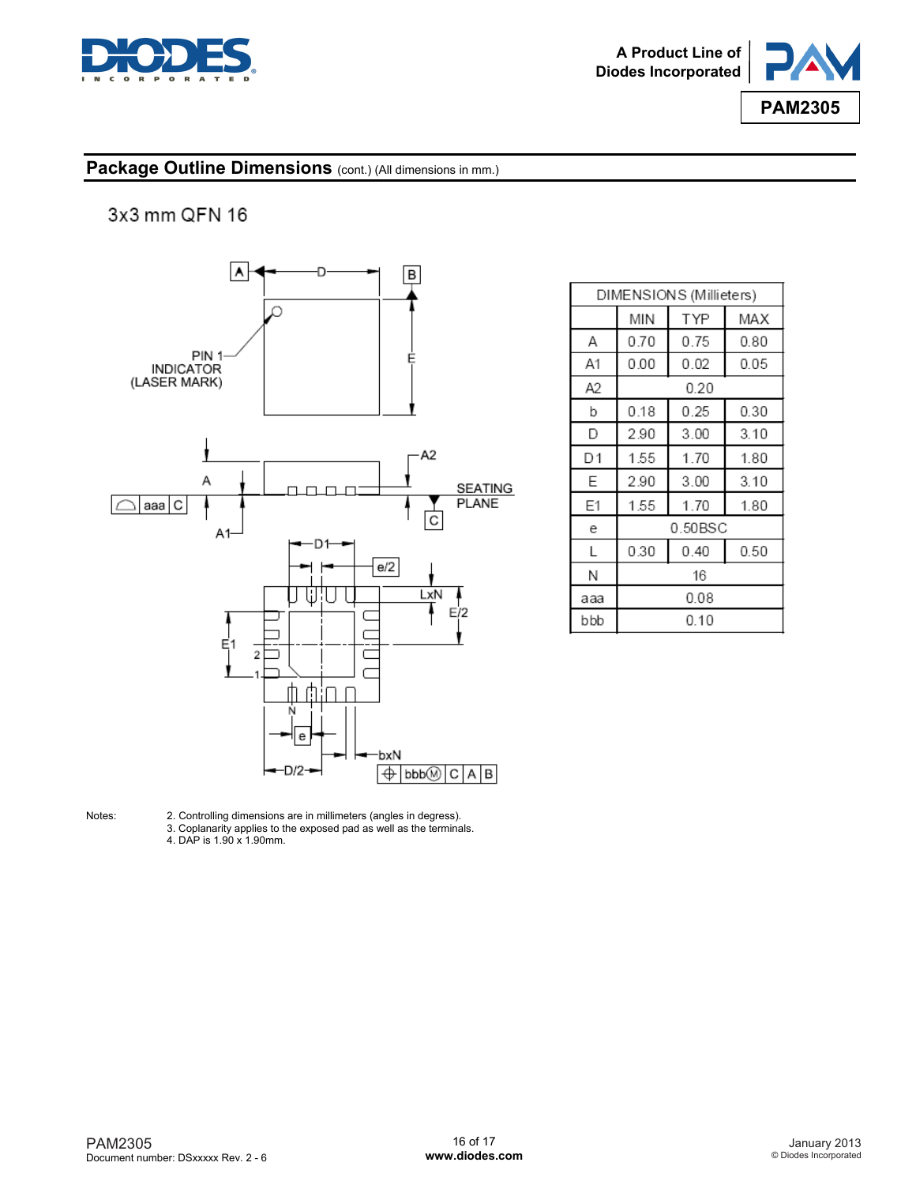## Package Outline Dimensions (cont.) (All dimensions in mm.)

### 3x3 mm QFN 16

PIN 1 INDICATOR (LASER MARK)

D
E
A
B
A2
A
A1
aaa C
SEATING PLANE
C
D1
e/2
LxN
E/2
E1
2
1
N
e
bxN
D/2
bbb(M) C A B

| DIMENSIONS (Millieters) | | | |
|---|---|---|---|
| | MIN | TYP | MAX |
| A | 0.70 | 0.75 | 0.80 |
| A1 | 0.00 | 0.02 | 0.05 |
| A2 | | 0.20 | |
| b | 0.18 | 0.25 | 0.30 |
| D | 2.90 | 3.00 | 3.10 |
| D1 | 1.55 | 1.70 | 1.80 |
| E | 2.90 | 3.00 | 3.10 |
| E1 | 1.55 | 1.70 | 1.80 |
| e | | 0.50BSC | |
| L | 0.30 | 0.40 | 0.50 |
| N | | 16 | |
| aaa | | 0.08 | |
| bbb | | 0.10 | |

Notes:
2. Controlling dimensions are in millimeters (angles in degress).
3. Coplanarity applies to the exposed pad as well as the terminals.
4. DAP is 1.90 x 1.90mm.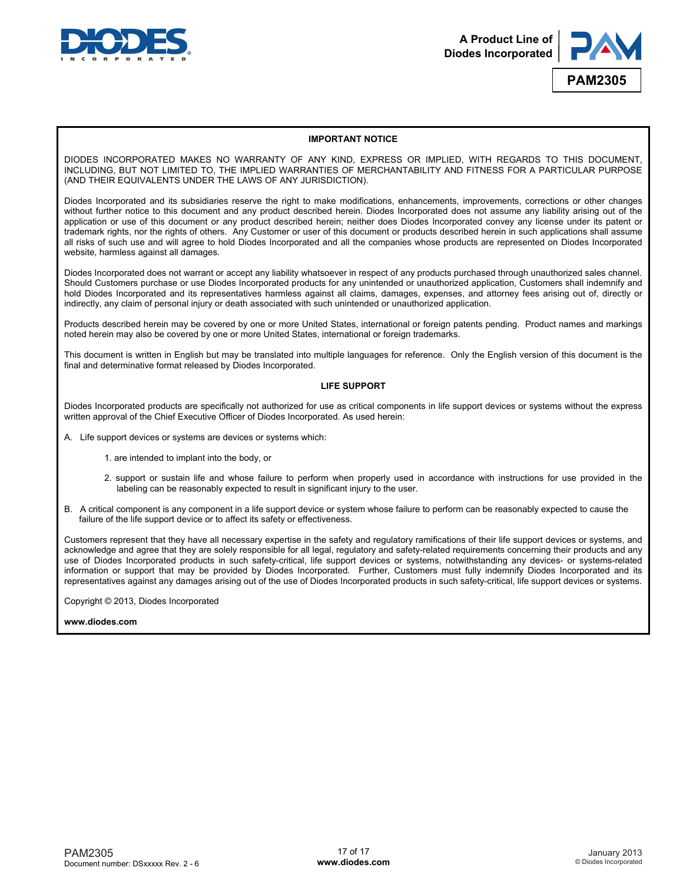## IMPORTANT NOTICE

DIODES INCORPORATED MAKES NO WARRANTY OF ANY KIND, EXPRESS OR IMPLIED, WITH REGARDS TO THIS DOCUMENT, INCLUDING, BUT NOT LIMITED TO, THE IMPLIED WARRANTIES OF MERCHANTABILITY AND FITNESS FOR A PARTICULAR PURPOSE (AND THEIR EQUIVALENTS UNDER THE LAWS OF ANY JURISDICTION).

Diodes Incorporated and its subsidiaries reserve the right to make modifications, enhancements, improvements, corrections or other changes without further notice to this document and any product described herein. Diodes Incorporated does not assume any liability arising out of the application or use of this document or any product described herein; neither does Diodes Incorporated convey any license under its patent or trademark rights, nor the rights of others. Any Customer or user of this document or products described herein in such applications shall assume all risks of such use and will agree to hold Diodes Incorporated and all the companies whose products are represented on Diodes Incorporated website, harmless against all damages.

Diodes Incorporated does not warrant or accept any liability whatsoever in respect of any products purchased through unauthorized sales channel. Should Customers purchase or use Diodes Incorporated products for any unintended or unauthorized application, Customers shall indemnify and hold Diodes Incorporated and its representatives harmless against all claims, damages, expenses, and attorney fees arising out of, directly or indirectly, any claim of personal injury or death associated with such unintended or unauthorized application.

Products described herein may be covered by one or more United States, international or foreign patents pending. Product names and markings noted herein may also be covered by one or more United States, international or foreign trademarks.

This document is written in English but may be translated into multiple languages for reference. Only the English version of this document is the final and determinative format released by Diodes Incorporated.

## LIFE SUPPORT

Diodes Incorporated products are specifically not authorized for use as critical components in life support devices or systems without the express written approval of the Chief Executive Officer of Diodes Incorporated. As used herein:

A. Life support devices or systems are devices or systems which:

1. are intended to implant into the body, or
2. support or sustain life and whose failure to perform when properly used in accordance with instructions for use provided in the labeling can be reasonably expected to result in significant injury to the user.

B. A critical component is any component in a life support device or system whose failure to perform can be reasonably expected to cause the failure of the life support device or to affect its safety or effectiveness.

Customers represent that they have all necessary expertise in the safety and regulatory ramifications of their life support devices or systems, and acknowledge and agree that they are solely responsible for all legal, regulatory and safety-related requirements concerning their products and any use of Diodes Incorporated products in such safety-critical, life support devices or systems, notwithstanding any devices- or systems-related information or support that may be provided by Diodes Incorporated. Further, Customers must fully indemnify Diodes Incorporated and its representatives against any damages arising out of the use of Diodes Incorporated products in such safety-critical, life support devices or systems.

Copyright © 2013, Diodes Incorporated

**www.diodes.com**